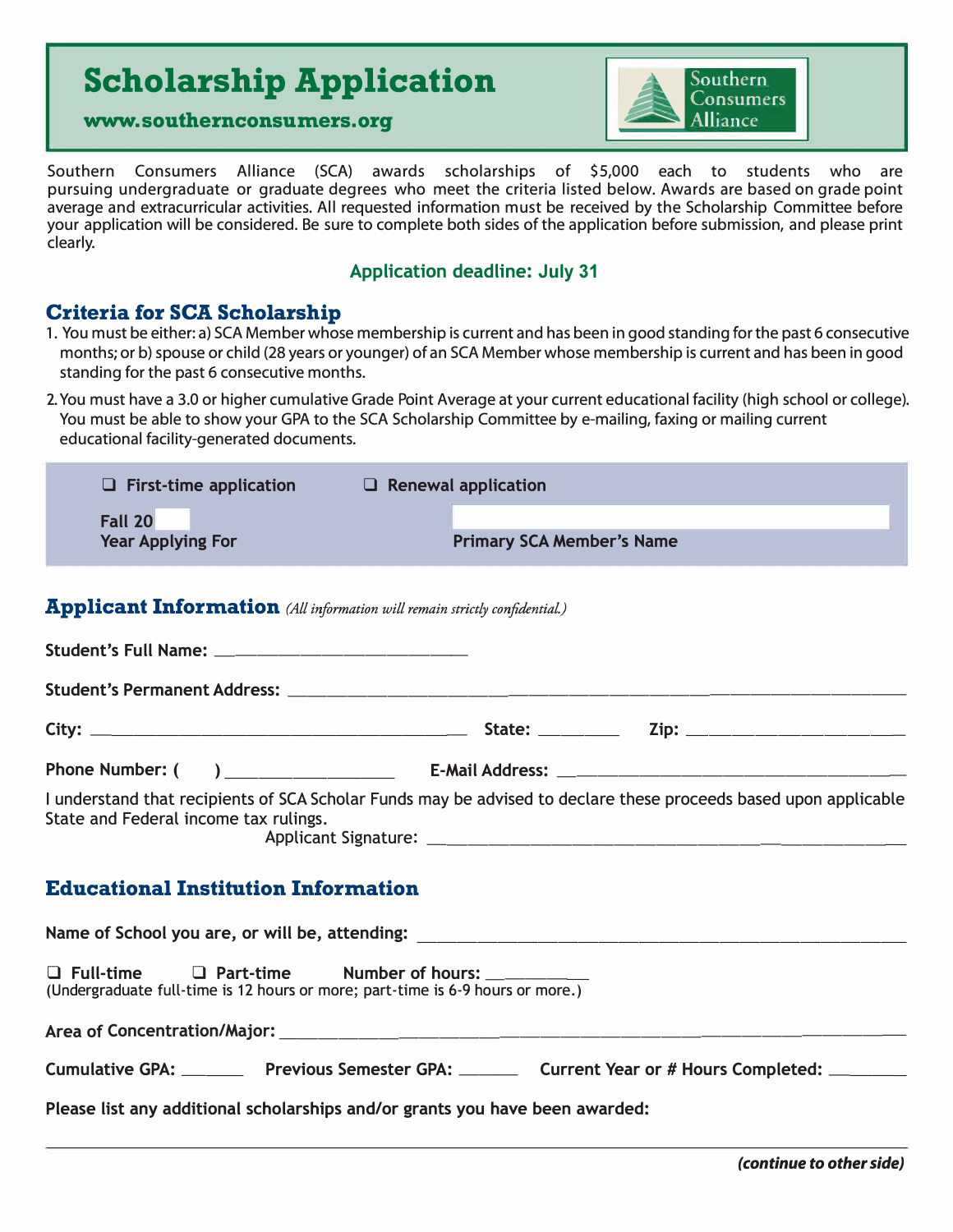# Scholarship Application

**www.southernconsumers.org**

Southern Consumers Alliance

Southern Consumers Alliance (SCA) awards scholarships of $5,000 each to students who are pursuing undergraduate or graduate degrees who meet the criteria listed below. Awards are based on grade point average and extracurricular activities. All requested information must be received by the Scholarship Committee before your application will be considered. Be sure to complete both sides of the application before submission, and please print clearly.

**Application deadline: July 31**

## Criteria for SCA Scholarship

1. You must be either: a) SCA Member whose membership is current and has been in good standing for the past 6 consecutive months; or b) spouse or child (28 years or younger) of an SCA Member whose membership is current and has been in good standing for the past 6 consecutive months.
2. You must have a 3.0 or higher cumulative Grade Point Average at your current educational facility (high school or college). You must be able to show your GPA to the SCA Scholarship Committee by e-mailing, faxing or mailing current educational facility-generated documents.

☐ **First-time application** ☐ **Renewal application**

**Fall 20** ____
**Year Applying For**

______________________________
**Primary SCA Member's Name**

## Applicant Information *(All information will remain strictly confidential.)*

**Student's Full Name:** ______________________________

**Student's Permanent Address:** ______________________________

**City:** ______________________________ **State:** __________ **Zip:** ______________________________

**Phone Number: (    )** ____________________ **E-Mail Address:** ______________________________

I understand that recipients of SCA Scholar Funds may be advised to declare these proceeds based upon applicable State and Federal income tax rulings.

Applicant Signature: ______________________________

## Educational Institution Information

**Name of School you are, or will be, attending:** ______________________________

☐ **Full-time** ☐ **Part-time** **Number of hours:** ____________
(Undergraduate full-time is 12 hours or more; part-time is 6-9 hours or more.)

**Area of Concentration/Major:** ______________________________

**Cumulative GPA:** ________ **Previous Semester GPA:** ________ **Current Year or # Hours Completed:** ________

**Please list any additional scholarships and/or grants you have been awarded:**

______________________________

***(continue to other side)***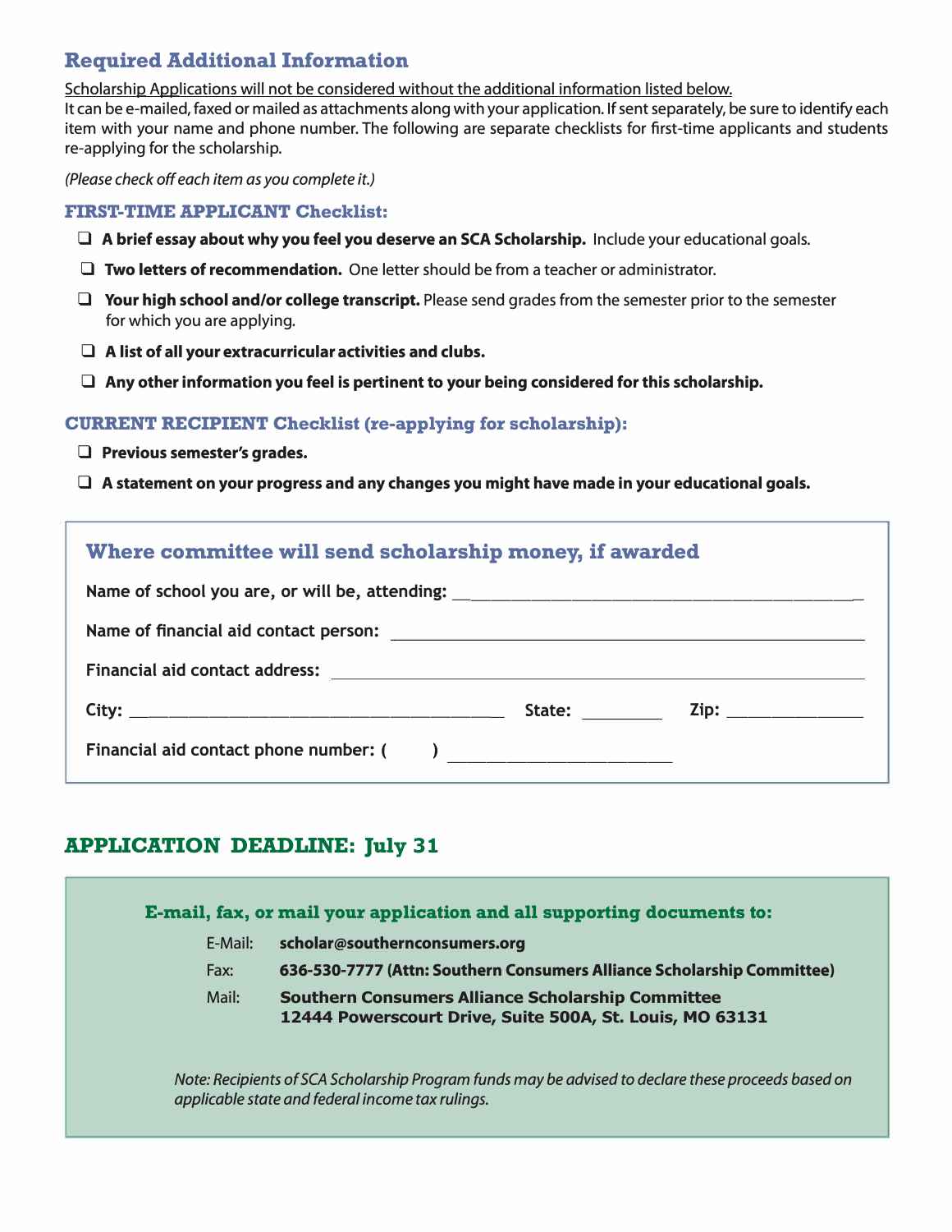## Required Additional Information

Scholarship Applications will not be considered without the additional information listed below.
It can be e-mailed, faxed or mailed as attachments along with your application. If sent separately, be sure to identify each item with your name and phone number. The following are separate checklists for first-time applicants and students re-applying for the scholarship.

*(Please check off each item as you complete it.)*

### FIRST-TIME APPLICANT Checklist:

- ❑ **A brief essay about why you feel you deserve an SCA Scholarship.** Include your educational goals.
- ❑ **Two letters of recommendation.** One letter should be from a teacher or administrator.
- ❑ **Your high school and/or college transcript.** Please send grades from the semester prior to the semester for which you are applying.
- ❑ **A list of all your extracurricular activities and clubs.**
- ❑ **Any other information you feel is pertinent to your being considered for this scholarship.**

### CURRENT RECIPIENT Checklist (re-applying for scholarship):

- ❑ **Previous semester's grades.**
- ❑ **A statement on your progress and any changes you might have made in your educational goals.**

### Where committee will send scholarship money, if awarded

Name of school you are, or will be, attending: ______________________________

Name of financial aid contact person: ______________________________

Financial aid contact address: ______________________________

City: ______________________ State: ________ Zip: ____________

Financial aid contact phone number: (      ) ____________________

## APPLICATION DEADLINE: July 31

**E-mail, fax, or mail your application and all supporting documents to:**

E-Mail: **scholar@southernconsumers.org**

Fax: **636-530-7777 (Attn: Southern Consumers Alliance Scholarship Committee)**

Mail: **Southern Consumers Alliance Scholarship Committee**
**12444 Powerscourt Drive, Suite 500A, St. Louis, MO 63131**

*Note: Recipients of SCA Scholarship Program funds may be advised to declare these proceeds based on applicable state and federal income tax rulings.*